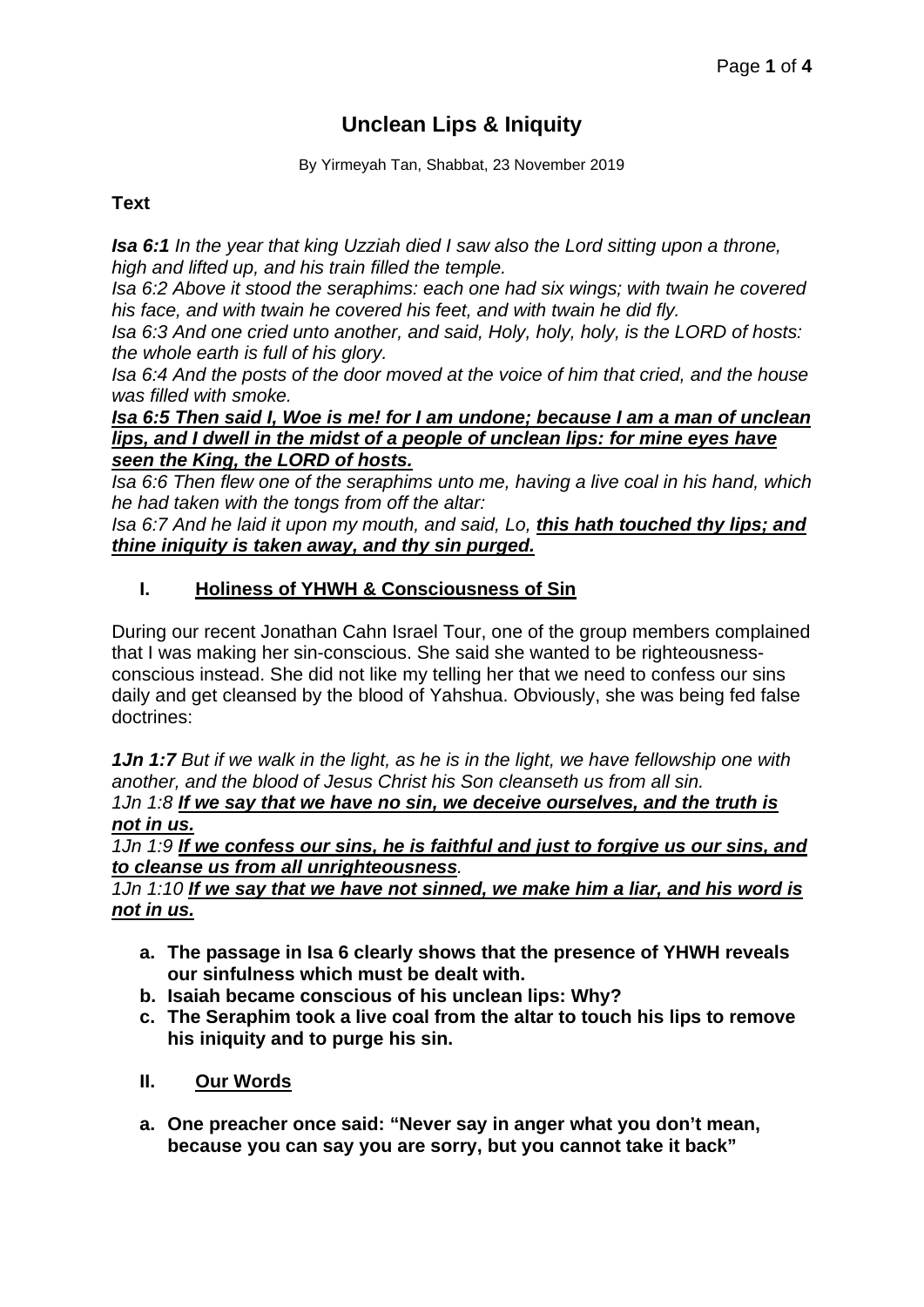# Unclean Lips & Iniquity

By Yirmeyah Tan, Shabbat, 23 November 2019

**Text**

***Isa 6:1*** *In the year that king Uzziah died I saw also the Lord sitting upon a throne, high and lifted up, and his train filled the temple.*
*Isa 6:2 Above it stood the seraphims: each one had six wings; with twain he covered his face, and with twain he covered his feet, and with twain he did fly.*
*Isa 6:3 And one cried unto another, and said, Holy, holy, holy, is the LORD of hosts: the whole earth is full of his glory.*
*Isa 6:4 And the posts of the door moved at the voice of him that cried, and the house was filled with smoke.*
***<u>Isa 6:5 Then said I, Woe is me! for I am undone; because I am a man of unclean lips, and I dwell in the midst of a people of unclean lips: for mine eyes have seen the King, the LORD of hosts.</u>***
*Isa 6:6 Then flew one of the seraphims unto me, having a live coal in his hand, which he had taken with the tongs from off the altar:*
*Isa 6:7 And he laid it upon my mouth, and said, Lo,* ***<u>this hath touched thy lips; and thine iniquity is taken away, and thy sin purged.</u>***

## I. <u>Holiness of YHWH & Consciousness of Sin</u>

During our recent Jonathan Cahn Israel Tour, one of the group members complained that I was making her sin-conscious. She said she wanted to be righteousness-conscious instead. She did not like my telling her that we need to confess our sins daily and get cleansed by the blood of Yahshua. Obviously, she was being fed false doctrines:

***1Jn 1:7*** *But if we walk in the light, as he is in the light, we have fellowship one with another, and the blood of Jesus Christ his Son cleanseth us from all sin.*
*1Jn 1:8* ***<u>If we say that we have no sin, we deceive ourselves, and the truth is not in us.</u>***
*1Jn 1:9* ***<u>If we confess our sins, he is faithful and just to forgive us our sins, and to cleanse us from all unrighteousness</u>****.*
*1Jn 1:10* ***<u>If we say that we have not sinned, we make him a liar, and his word is not in us.</u>***

- **a. The passage in Isa 6 clearly shows that the presence of YHWH reveals our sinfulness which must be dealt with.**
- **b. Isaiah became conscious of his unclean lips: Why?**
- **c. The Seraphim took a live coal from the altar to touch his lips to remove his iniquity and to purge his sin.**

## II. <u>Our Words</u>

- **a. One preacher once said: "Never say in anger what you don't mean, because you can say you are sorry, but you cannot take it back"**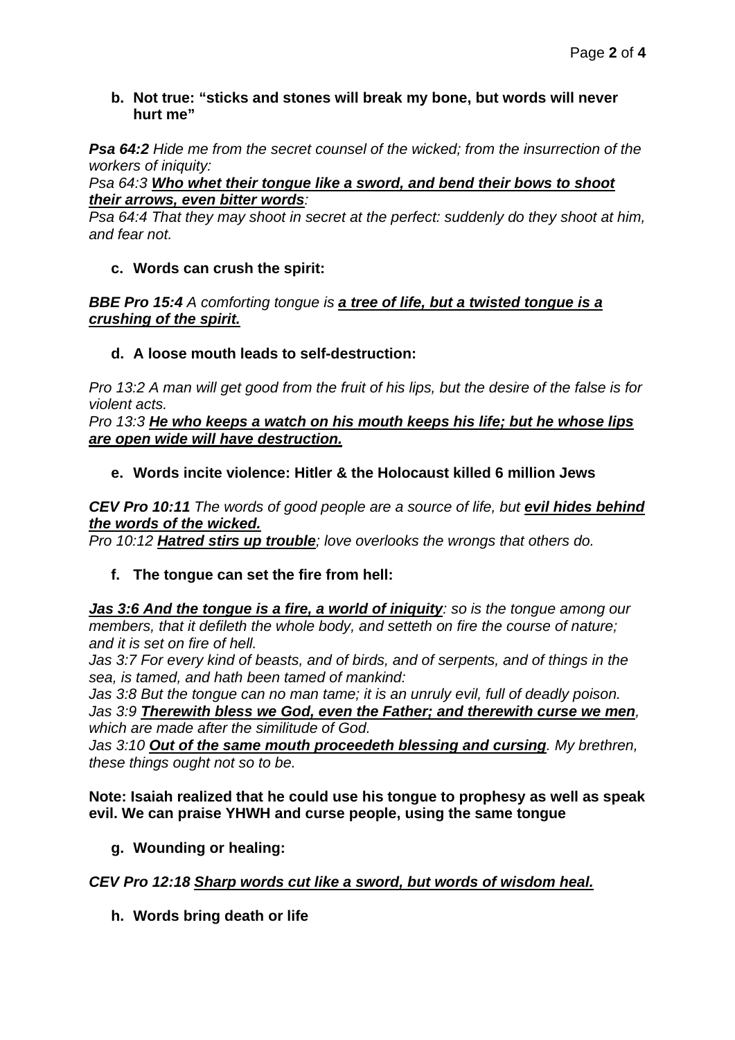**b. Not true: "sticks and stones will break my bone, but words will never hurt me"**

***Psa 64:2*** *Hide me from the secret counsel of the wicked; from the insurrection of the workers of iniquity:*
*Psa 64:3* ***<u>Who whet their tongue like a sword, and bend their bows to shoot their arrows, even bitter words</u>****:*
*Psa 64:4 That they may shoot in secret at the perfect: suddenly do they shoot at him, and fear not.*

**c. Words can crush the spirit:**

***BBE Pro 15:4*** *A comforting tongue is* ***<u>a tree of life, but a twisted tongue is a crushing of the spirit.</u>***

**d. A loose mouth leads to self-destruction:**

*Pro 13:2 A man will get good from the fruit of his lips, but the desire of the false is for violent acts.*
*Pro 13:3* ***<u>He who keeps a watch on his mouth keeps his life; but he whose lips are open wide will have destruction.</u>***

**e. Words incite violence: Hitler & the Holocaust killed 6 million Jews**

***CEV Pro 10:11*** *The words of good people are a source of life, but* ***<u>evil hides behind the words of the wicked.</u>***
*Pro 10:12* ***<u>Hatred stirs up trouble</u>****; love overlooks the wrongs that others do.*

**f. The tongue can set the fire from hell:**

***<u>Jas 3:6 And the tongue is a fire, a world of iniquity</u>****: so is the tongue among our members, that it defileth the whole body, and setteth on fire the course of nature; and it is set on fire of hell.*
*Jas 3:7 For every kind of beasts, and of birds, and of serpents, and of things in the sea, is tamed, and hath been tamed of mankind:*
*Jas 3:8 But the tongue can no man tame; it is an unruly evil, full of deadly poison.*
*Jas 3:9* ***<u>Therewith bless we God, even the Father; and therewith curse we men</u>****, which are made after the similitude of God.*
*Jas 3:10* ***<u>Out of the same mouth proceedeth blessing and cursing</u>****. My brethren, these things ought not so to be.*

**Note: Isaiah realized that he could use his tongue to prophesy as well as speak evil. We can praise YHWH and curse people, using the same tongue**

**g. Wounding or healing:**

***CEV Pro 12:18 <u>Sharp words cut like a sword, but words of wisdom heal.</u>***

**h. Words bring death or life**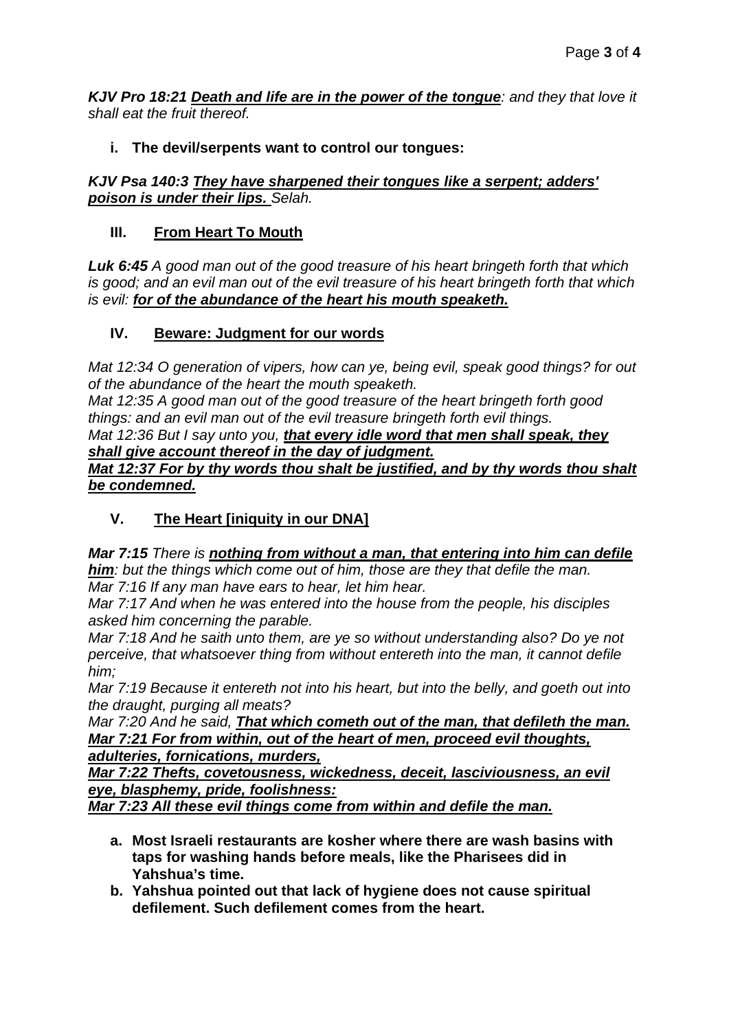***KJV Pro 18:21*** ***<u>Death and life are in the power of the tongue</u>****: and they that love it shall eat the fruit thereof.*

**i. The devil/serpents want to control our tongues:**

***KJV Psa 140:3*** ***<u>They have sharpened their tongues like a serpent; adders' poison is under their lips.</u>*** *Selah.*

## III. <u>From Heart To Mouth</u>

***Luk 6:45*** *A good man out of the good treasure of his heart bringeth forth that which is good; and an evil man out of the evil treasure of his heart bringeth forth that which is evil:* ***<u>for of the abundance of the heart his mouth speaketh.</u>***

## IV. <u>Beware: Judgment for our words</u>

*Mat 12:34 O generation of vipers, how can ye, being evil, speak good things? for out of the abundance of the heart the mouth speaketh.*
*Mat 12:35 A good man out of the good treasure of the heart bringeth forth good things: and an evil man out of the evil treasure bringeth forth evil things.*
*Mat 12:36 But I say unto you,* ***<u>that every idle word that men shall speak, they shall give account thereof in the day of judgment.</u>***
***<u>Mat 12:37 For by thy words thou shalt be justified, and by thy words thou shalt be condemned.</u>***

## V. <u>The Heart [iniquity in our DNA]</u>

***Mar 7:15*** *There is* ***<u>nothing from without a man, that entering into him can defile him</u>****: but the things which come out of him, those are they that defile the man.*
*Mar 7:16 If any man have ears to hear, let him hear.*
*Mar 7:17 And when he was entered into the house from the people, his disciples asked him concerning the parable.*
*Mar 7:18 And he saith unto them, are ye so without understanding also? Do ye not perceive, that whatsoever thing from without entereth into the man, it cannot defile him;*
*Mar 7:19 Because it entereth not into his heart, but into the belly, and goeth out into the draught, purging all meats?*
*Mar 7:20 And he said,* ***<u>That which cometh out of the man, that defileth the man.</u>***
***<u>Mar 7:21 For from within, out of the heart of men, proceed evil thoughts, adulteries, fornications, murders,</u>***
***<u>Mar 7:22 Thefts, covetousness, wickedness, deceit, lasciviousness, an evil eye, blasphemy, pride, foolishness:</u>***
***<u>Mar 7:23 All these evil things come from within and defile the man.</u>***

a. **Most Israeli restaurants are kosher where there are wash basins with taps for washing hands before meals, like the Pharisees did in Yahshua's time.**
b. **Yahshua pointed out that lack of hygiene does not cause spiritual defilement. Such defilement comes from the heart.**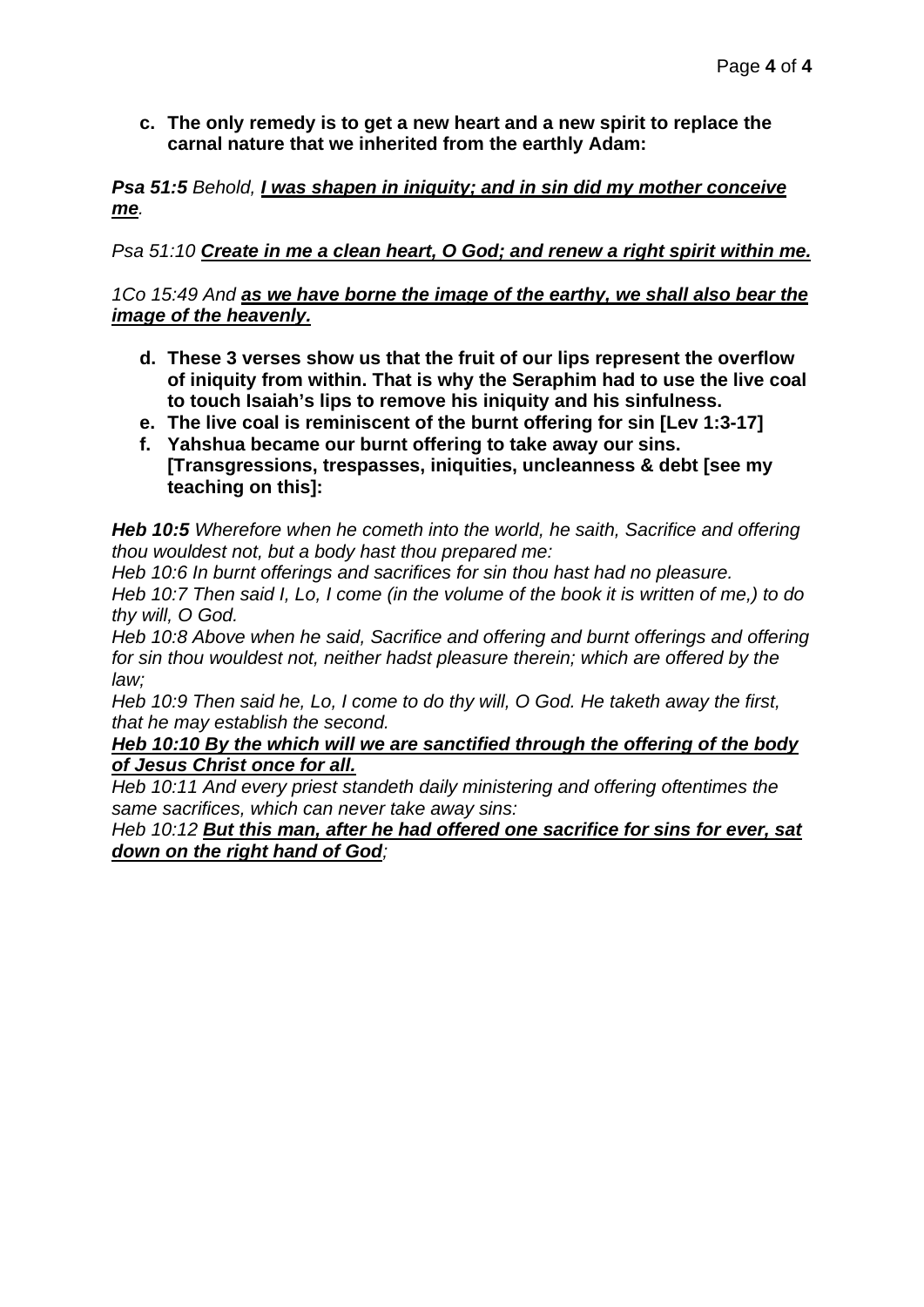c. **The only remedy is to get a new heart and a new spirit to replace the carnal nature that we inherited from the earthly Adam:**

***Psa 51:5*** *Behold, **<u>I was shapen in iniquity; and in sin did my mother conceive me</u>**.*

*Psa 51:10 **<u>Create in me a clean heart, O God; and renew a right spirit within me.</u>***

*1Co 15:49 And **<u>as we have borne the image of the earthy, we shall also bear the image of the heavenly.</u>***

d. **These 3 verses show us that the fruit of our lips represent the overflow of iniquity from within. That is why the Seraphim had to use the live coal to touch Isaiah's lips to remove his iniquity and his sinfulness.**
e. **The live coal is reminiscent of the burnt offering for sin [Lev 1:3-17]**
f. **Yahshua became our burnt offering to take away our sins. [Transgressions, trespasses, iniquities, uncleanness & debt [see my teaching on this]:**

***Heb 10:5*** *Wherefore when he cometh into the world, he saith, Sacrifice and offering thou wouldest not, but a body hast thou prepared me:*
*Heb 10:6 In burnt offerings and sacrifices for sin thou hast had no pleasure.*
*Heb 10:7 Then said I, Lo, I come (in the volume of the book it is written of me,) to do thy will, O God.*
*Heb 10:8 Above when he said, Sacrifice and offering and burnt offerings and offering for sin thou wouldest not, neither hadst pleasure therein; which are offered by the law;*
*Heb 10:9 Then said he, Lo, I come to do thy will, O God. He taketh away the first, that he may establish the second.*
***<u>Heb 10:10 By the which will we are sanctified through the offering of the body of Jesus Christ once for all.</u>***
*Heb 10:11 And every priest standeth daily ministering and offering oftentimes the same sacrifices, which can never take away sins:*
*Heb 10:12 **<u>But this man, after he had offered one sacrifice for sins for ever, sat down on the right hand of God</u>**;*